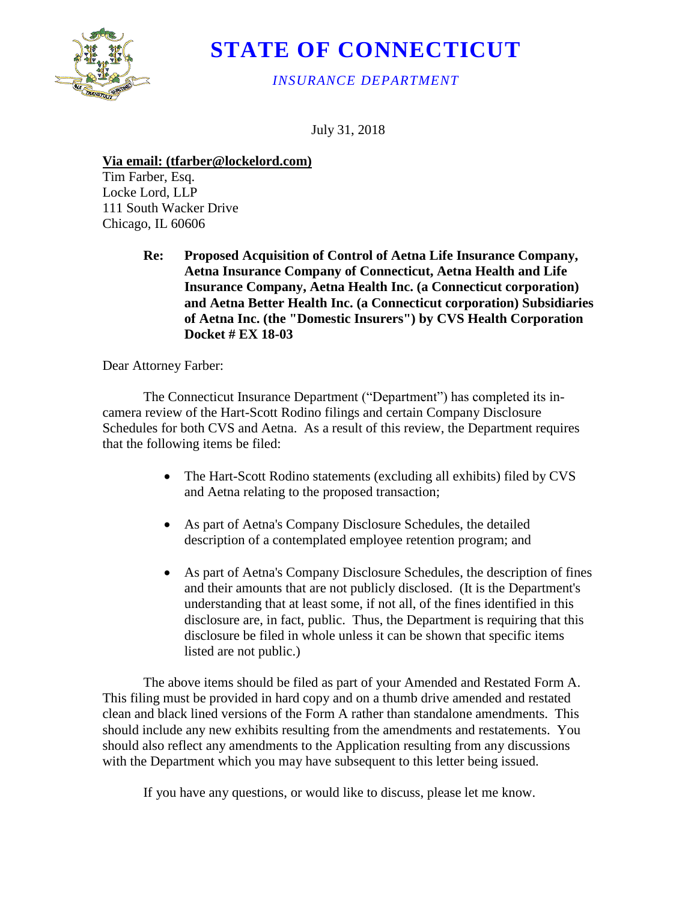# STATE OF CONNECTICUT

*INSURANCE DEPARTMENT*

July 31, 2018

**Via email: (tfarber@lockelord.com)**
Tim Farber, Esq.
Locke Lord, LLP
111 South Wacker Drive
Chicago, IL 60606

**Re: Proposed Acquisition of Control of Aetna Life Insurance Company, Aetna Insurance Company of Connecticut, Aetna Health and Life Insurance Company, Aetna Health Inc. (a Connecticut corporation) and Aetna Better Health Inc. (a Connecticut corporation) Subsidiaries of Aetna Inc. (the "Domestic Insurers") by CVS Health Corporation Docket # EX 18-03**

Dear Attorney Farber:

The Connecticut Insurance Department ("Department") has completed its in-camera review of the Hart-Scott Rodino filings and certain Company Disclosure Schedules for both CVS and Aetna. As a result of this review, the Department requires that the following items be filed:

- The Hart-Scott Rodino statements (excluding all exhibits) filed by CVS and Aetna relating to the proposed transaction;
- As part of Aetna's Company Disclosure Schedules, the detailed description of a contemplated employee retention program; and
- As part of Aetna's Company Disclosure Schedules, the description of fines and their amounts that are not publicly disclosed. (It is the Department's understanding that at least some, if not all, of the fines identified in this disclosure are, in fact, public. Thus, the Department is requiring that this disclosure be filed in whole unless it can be shown that specific items listed are not public.)

The above items should be filed as part of your Amended and Restated Form A. This filing must be provided in hard copy and on a thumb drive amended and restated clean and black lined versions of the Form A rather than standalone amendments. This should include any new exhibits resulting from the amendments and restatements. You should also reflect any amendments to the Application resulting from any discussions with the Department which you may have subsequent to this letter being issued.

If you have any questions, or would like to discuss, please let me know.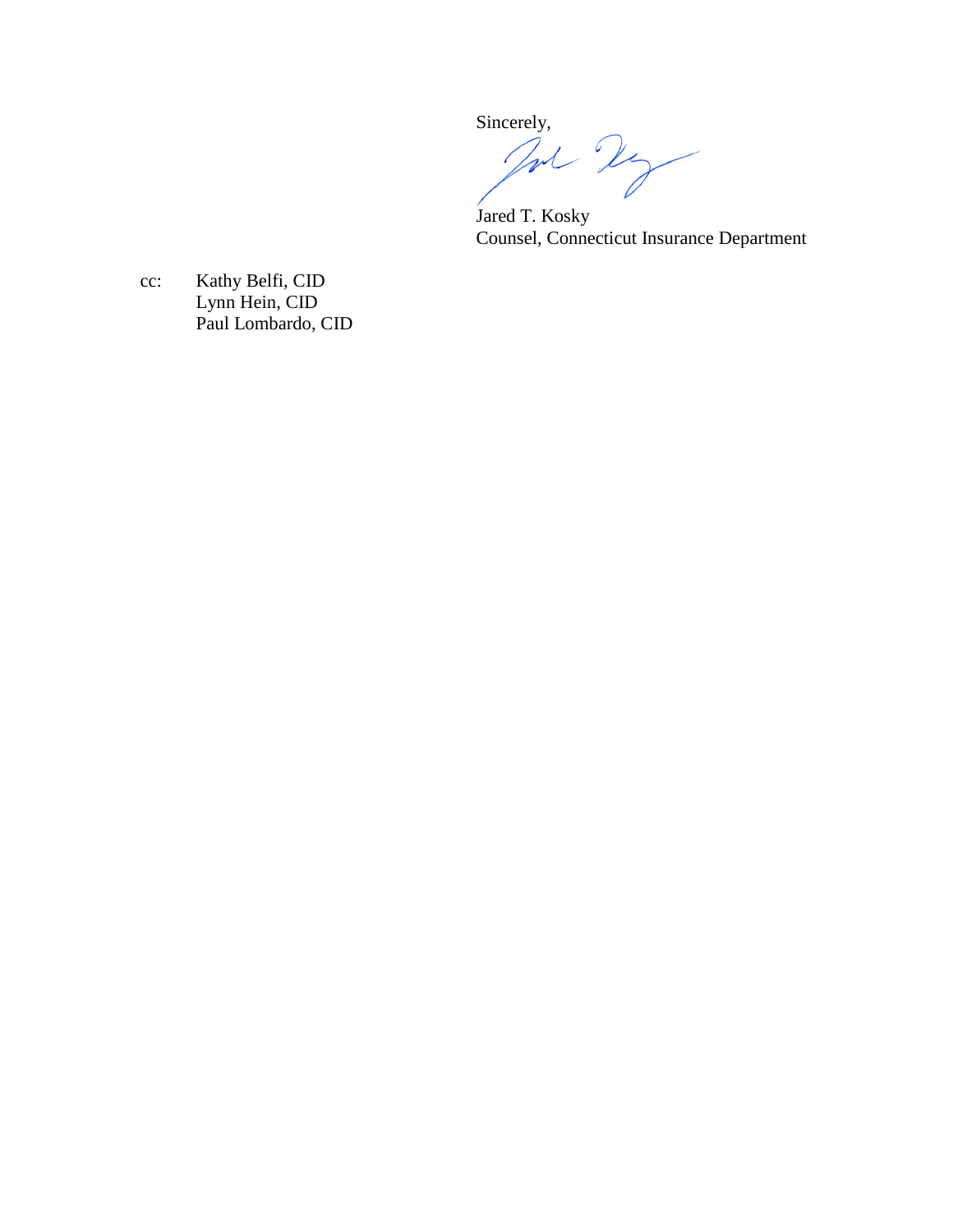Sincerely,

Jared T. Kosky
Counsel, Connecticut Insurance Department

cc: Kathy Belfi, CID
Lynn Hein, CID
Paul Lombardo, CID